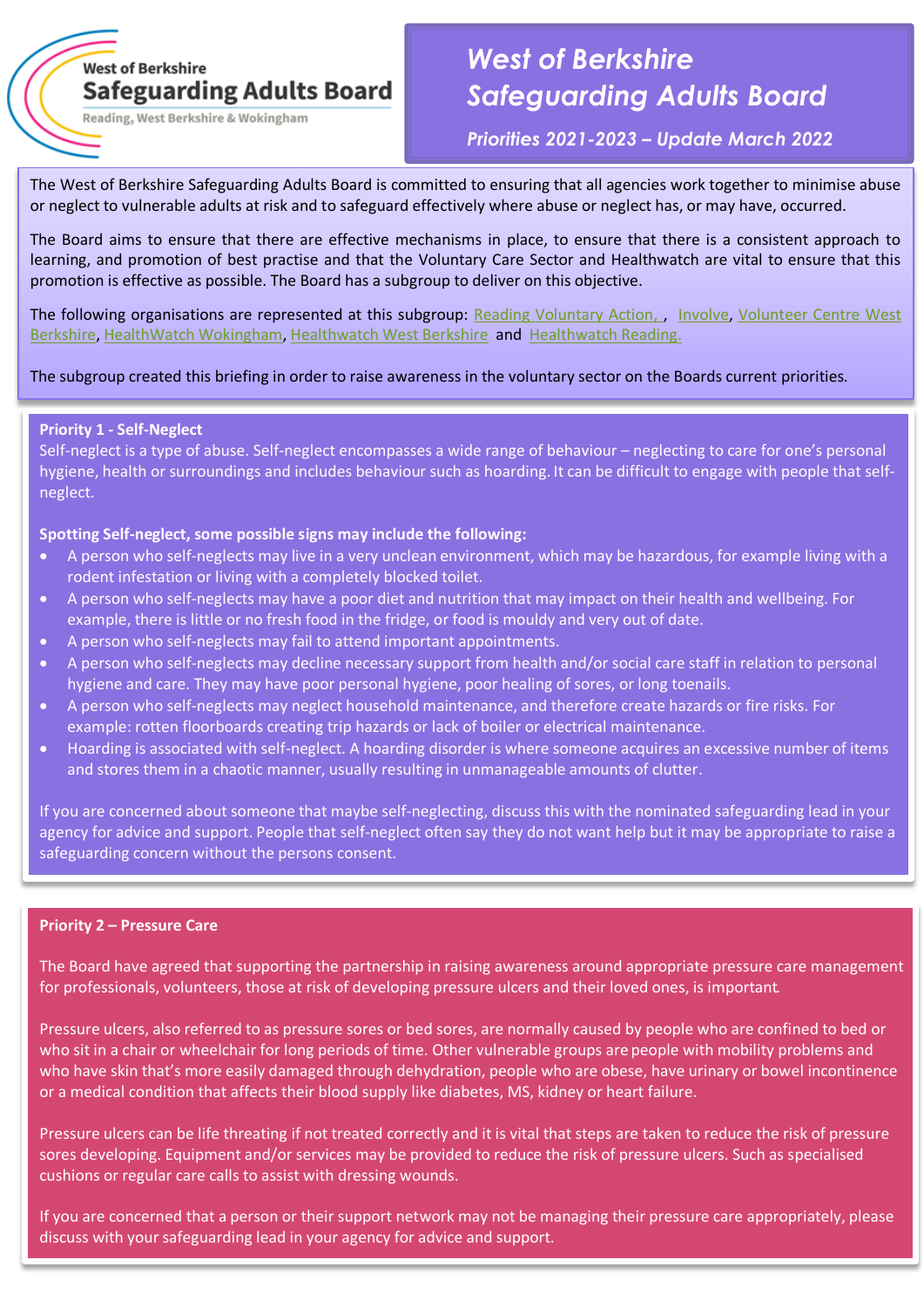West of Berkshire **Safeguarding Adults Board**
Reading, West Berkshire & Wokingham

# *West of Berkshire Safeguarding Adults Board*

***Priorities 2021-2023 – Update March 2022***

The West of Berkshire Safeguarding Adults Board is committed to ensuring that all agencies work together to minimise abuse or neglect to vulnerable adults at risk and to safeguard effectively where abuse or neglect has, or may have, occurred.

The Board aims to ensure that there are effective mechanisms in place, to ensure that there is a consistent approach to learning, and promotion of best practise and that the Voluntary Care Sector and Healthwatch are vital to ensure that this promotion is effective as possible. The Board has a subgroup to deliver on this objective.

The following organisations are represented at this subgroup: Reading Voluntary Action, , Involve, Volunteer Centre West Berkshire, HealthWatch Wokingham, Healthwatch West Berkshire and Healthwatch Reading.

The subgroup created this briefing in order to raise awareness in the voluntary sector on the Boards current priorities.

## Priority 1 - Self-Neglect

Self-neglect is a type of abuse. Self-neglect encompasses a wide range of behaviour – neglecting to care for one's personal hygiene, health or surroundings and includes behaviour such as hoarding. It can be difficult to engage with people that self-neglect.

**Spotting Self-neglect, some possible signs may include the following:**

- A person who self-neglects may live in a very unclean environment, which may be hazardous, for example living with a rodent infestation or living with a completely blocked toilet.
- A person who self-neglects may have a poor diet and nutrition that may impact on their health and wellbeing. For example, there is little or no fresh food in the fridge, or food is mouldy and very out of date.
- A person who self-neglects may fail to attend important appointments.
- A person who self-neglects may decline necessary support from health and/or social care staff in relation to personal hygiene and care. They may have poor personal hygiene, poor healing of sores, or long toenails.
- A person who self-neglects may neglect household maintenance, and therefore create hazards or fire risks. For example: rotten floorboards creating trip hazards or lack of boiler or electrical maintenance.
- Hoarding is associated with self-neglect. A hoarding disorder is where someone acquires an excessive number of items and stores them in a chaotic manner, usually resulting in unmanageable amounts of clutter.

If you are concerned about someone that maybe self-neglecting, discuss this with the nominated safeguarding lead in your agency for advice and support. People that self-neglect often say they do not want help but it may be appropriate to raise a safeguarding concern without the persons consent.

## Priority 2 – Pressure Care

The Board have agreed that supporting the partnership in raising awareness around appropriate pressure care management for professionals, volunteers, those at risk of developing pressure ulcers and their loved ones, is important.

Pressure ulcers, also referred to as pressure sores or bed sores, are normally caused by people who are confined to bed or who sit in a chair or wheelchair for long periods of time. Other vulnerable groups are people with mobility problems and who have skin that's more easily damaged through dehydration, people who are obese, have urinary or bowel incontinence or a medical condition that affects their blood supply like diabetes, MS, kidney or heart failure.

Pressure ulcers can be life threating if not treated correctly and it is vital that steps are taken to reduce the risk of pressure sores developing. Equipment and/or services may be provided to reduce the risk of pressure ulcers. Such as specialised cushions or regular care calls to assist with dressing wounds.

If you are concerned that a person or their support network may not be managing their pressure care appropriately, please discuss with your safeguarding lead in your agency for advice and support.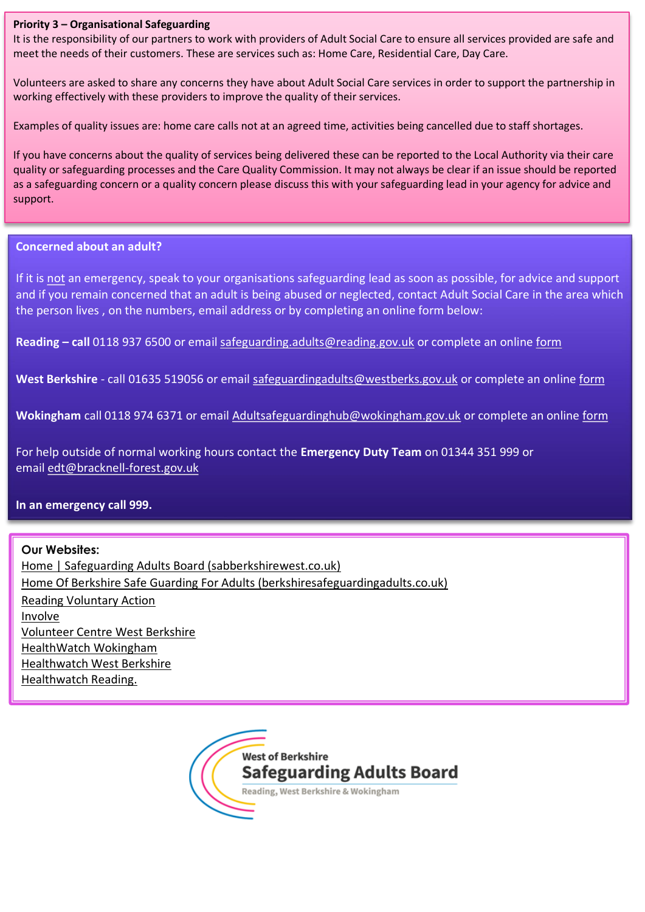**Priority 3 – Organisational Safeguarding**

It is the responsibility of our partners to work with providers of Adult Social Care to ensure all services provided are safe and meet the needs of their customers. These are services such as: Home Care, Residential Care, Day Care.

Volunteers are asked to share any concerns they have about Adult Social Care services in order to support the partnership in working effectively with these providers to improve the quality of their services.

Examples of quality issues are: home care calls not at an agreed time, activities being cancelled due to staff shortages.

If you have concerns about the quality of services being delivered these can be reported to the Local Authority via their care quality or safeguarding processes and the Care Quality Commission. It may not always be clear if an issue should be reported as a safeguarding concern or a quality concern please discuss this with your safeguarding lead in your agency for advice and support.

**Concerned about an adult?**

If it is not an emergency, speak to your organisations safeguarding lead as soon as possible, for advice and support and if you remain concerned that an adult is being abused or neglected, contact Adult Social Care in the area which the person lives , on the numbers, email address or by completing an online form below:

**Reading – call** 0118 937 6500 or email safeguarding.adults@reading.gov.uk or complete an online form

**West Berkshire** - call 01635 519056 or email safeguardingadults@westberks.gov.uk or complete an online form

**Wokingham** call 0118 974 6371 or email Adultsafeguardinghub@wokingham.gov.uk or complete an online form

For help outside of normal working hours contact the **Emergency Duty Team** on 01344 351 999 or email edt@bracknell-forest.gov.uk

**In an emergency call 999.**

**Our Websites:**

Home | Safeguarding Adults Board (sabberkshirewest.co.uk)
Home Of Berkshire Safe Guarding For Adults (berkshiresafeguardingadults.co.uk)
Reading Voluntary Action
Involve
Volunteer Centre West Berkshire
HealthWatch Wokingham
Healthwatch West Berkshire
Healthwatch Reading.

West of Berkshire
**Safeguarding Adults Board**
Reading, West Berkshire & Wokingham